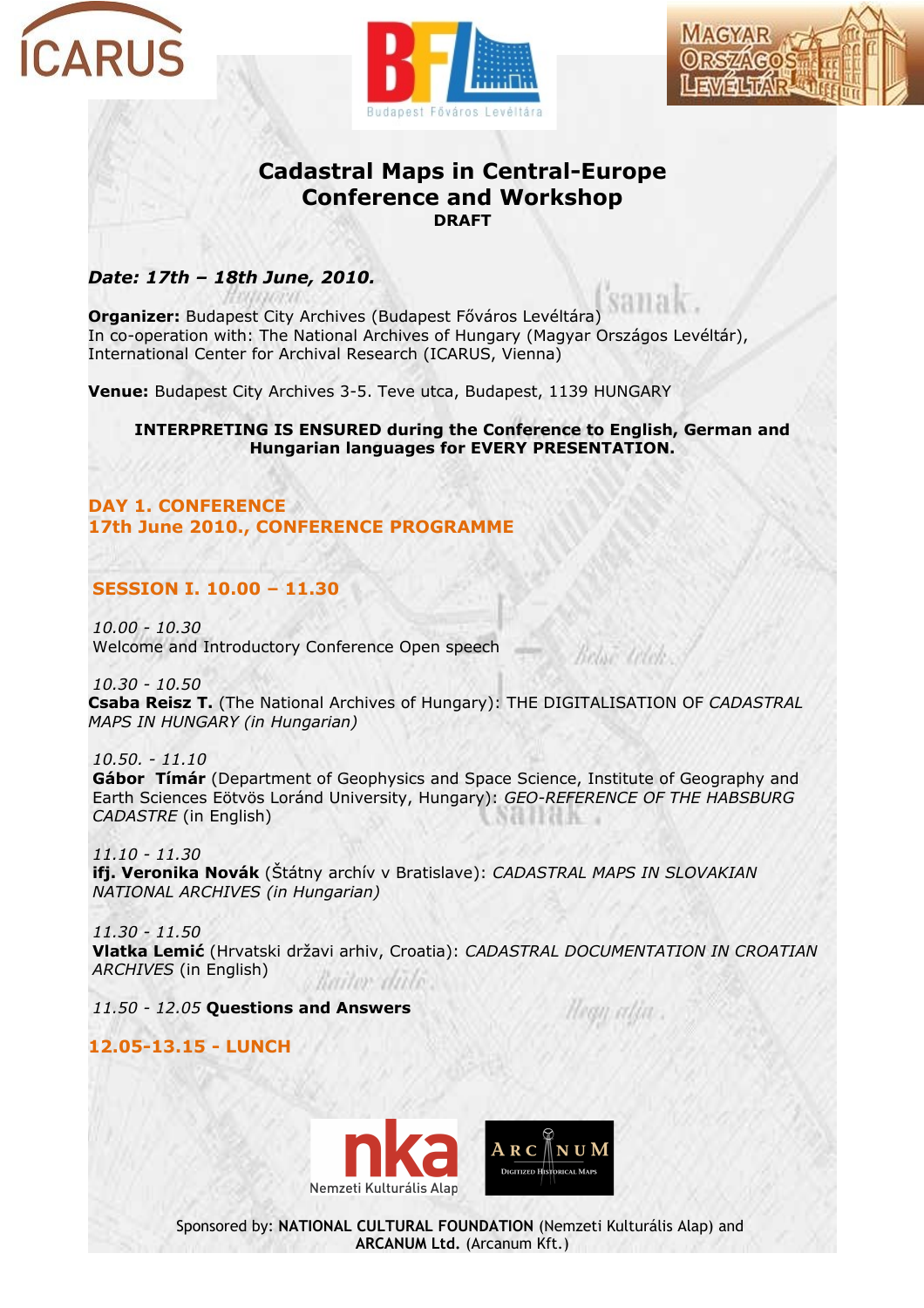# Cadastral Maps in Central-Europe
# Conference and Workshop

**DRAFT**

***Date: 17th – 18th June, 2010.***

**Organizer:** Budapest City Archives (Budapest Főváros Levéltára)
In co-operation with: The National Archives of Hungary (Magyar Országos Levéltár), International Center for Archival Research (ICARUS, Vienna)

**Venue:** Budapest City Archives 3-5. Teve utca, Budapest, 1139 HUNGARY

**INTERPRETING IS ENSURED during the Conference to English, German and Hungarian languages for EVERY PRESENTATION.**

## DAY 1. CONFERENCE
## 17th June 2010., CONFERENCE PROGRAMME

### SESSION I. 10.00 – 11.30

*10.00 - 10.30*
Welcome and Introductory Conference Open speech

*10.30 - 10.50*
**Csaba Reisz T.** (The National Archives of Hungary): THE DIGITALISATION OF *CADASTRAL MAPS IN HUNGARY (in Hungarian)*

*10.50. - 11.10*
**Gábor Tímár** (Department of Geophysics and Space Science, Institute of Geography and Earth Sciences Eötvös Loránd University, Hungary): *GEO-REFERENCE OF THE HABSBURG CADASTRE* (in English)

*11.10 - 11.30*
**ifj. Veronika Novák** (Štátny archív v Bratislave): *CADASTRAL MAPS IN SLOVAKIAN NATIONAL ARCHIVES (in Hungarian)*

*11.30 - 11.50*
**Vlatka Lemić** (Hrvatski državi arhiv, Croatia): *CADASTRAL DOCUMENTATION IN CROATIAN ARCHIVES* (in English)

*11.50 - 12.05* **Questions and Answers**

### 12.05-13.15 - LUNCH

Sponsored by: **NATIONAL CULTURAL FOUNDATION** (Nemzeti Kulturális Alap) and **ARCANUM Ltd.** (Arcanum Kft.)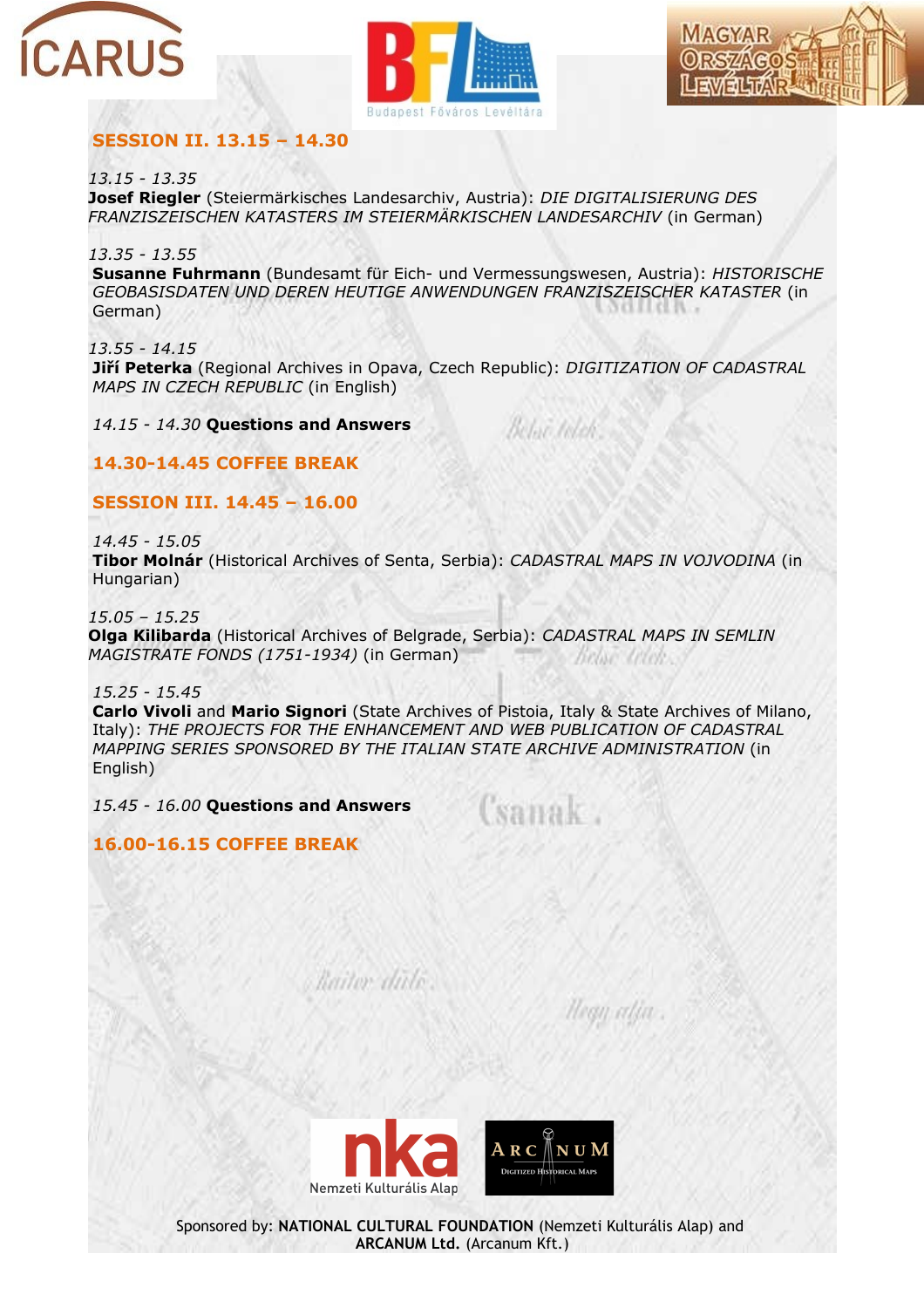## SESSION II. 13.15 – 14.30

*13.15 - 13.35*
**Josef Riegler** (Steiermärkisches Landesarchiv, Austria): *DIE DIGITALISIERUNG DES FRANZISZEISCHEN KATASTERS IM STEIERMÄRKISCHEN LANDESARCHIV* (in German)

*13.35 - 13.55*
**Susanne Fuhrmann** (Bundesamt für Eich- und Vermessungswesen, Austria): *HISTORISCHE GEOBASISDATEN UND DEREN HEUTIGE ANWENDUNGEN FRANZISZEISCHER KATASTER* (in German)

*13.55 - 14.15*
**Jiří Peterka** (Regional Archives in Opava, Czech Republic): *DIGITIZATION OF CADASTRAL MAPS IN CZECH REPUBLIC* (in English)

*14.15 - 14.30* **Questions and Answers**

## 14.30-14.45 COFFEE BREAK

## SESSION III. 14.45 – 16.00

*14.45 - 15.05*
**Tibor Molnár** (Historical Archives of Senta, Serbia): *CADASTRAL MAPS IN VOJVODINA* (in Hungarian)

*15.05 – 15.25*
**Olga Kilibarda** (Historical Archives of Belgrade, Serbia): *CADASTRAL MAPS IN SEMLIN MAGISTRATE FONDS (1751-1934)* (in German)

*15.25 - 15.45*
**Carlo Vivoli** and **Mario Signori** (State Archives of Pistoia, Italy & State Archives of Milano, Italy): *THE PROJECTS FOR THE ENHANCEMENT AND WEB PUBLICATION OF CADASTRAL MAPPING SERIES SPONSORED BY THE ITALIAN STATE ARCHIVE ADMINISTRATION* (in English)

*15.45 - 16.00* **Questions and Answers**

## 16.00-16.15 COFFEE BREAK

Sponsored by: **NATIONAL CULTURAL FOUNDATION** (Nemzeti Kulturális Alap) and **ARCANUM Ltd.** (Arcanum Kft.)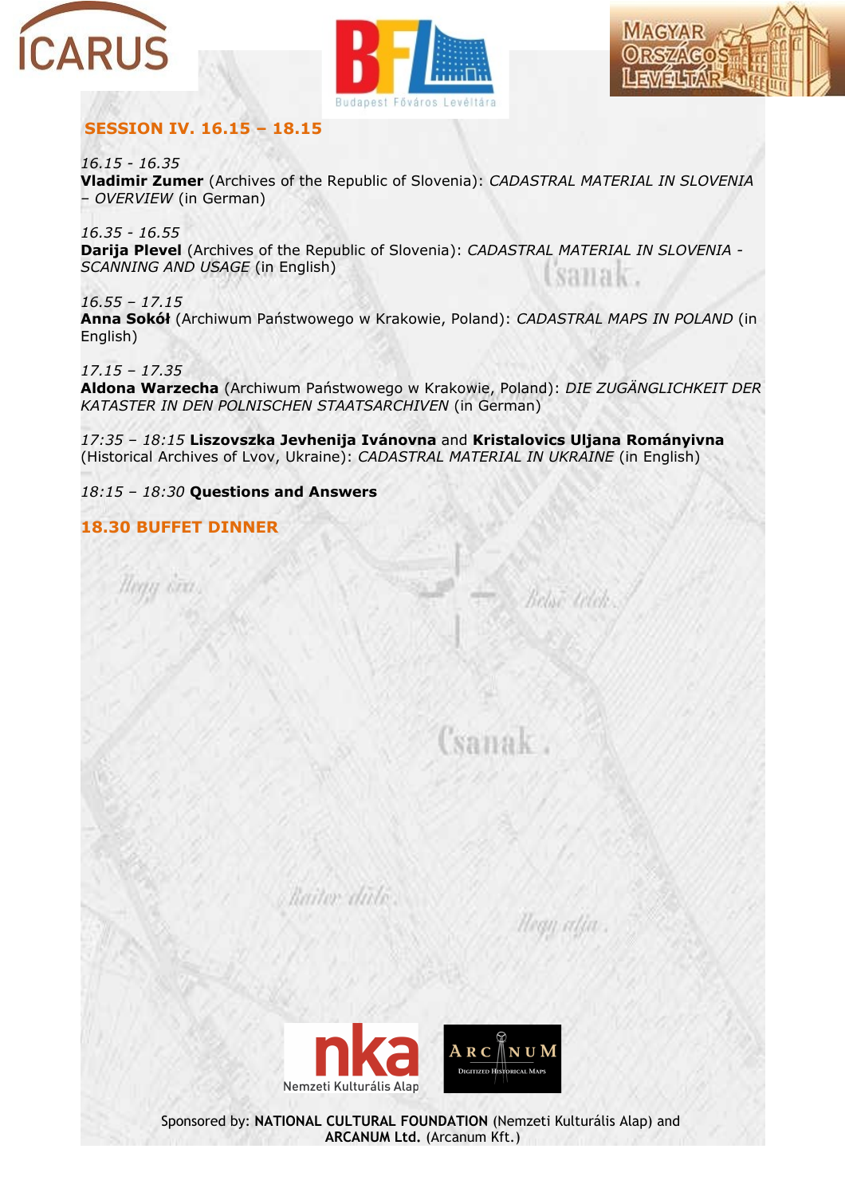## SESSION IV. 16.15 – 18.15

*16.15 - 16.35*
**Vladimir Zumer** (Archives of the Republic of Slovenia): *CADASTRAL MATERIAL IN SLOVENIA – OVERVIEW* (in German)

*16.35 - 16.55*
**Darija Plevel** (Archives of the Republic of Slovenia): *CADASTRAL MATERIAL IN SLOVENIA - SCANNING AND USAGE* (in English)

*16.55 – 17.15*
**Anna Sokół** (Archiwum Państwowego w Krakowie, Poland): *CADASTRAL MAPS IN POLAND* (in English)

*17.15 – 17.35*
**Aldona Warzecha** (Archiwum Państwowego w Krakowie, Poland): *DIE ZUGÄNGLICHKEIT DER KATASTER IN DEN POLNISCHEN STAATSARCHIVEN* (in German)

*17:35 – 18:15* **Liszovszka Jevhenija Ivánovna** and **Kristalovics Uljana Romány­ivna** (Historical Archives of Lvov, Ukraine): *CADASTRAL MATERIAL IN UKRAINE* (in English)

*18:15 – 18:30* **Questions and Answers**

## 18.30 BUFFET DINNER

Sponsored by: **NATIONAL CULTURAL FOUNDATION** (Nemzeti Kulturális Alap) and **ARCANUM Ltd.** (Arcanum Kft.)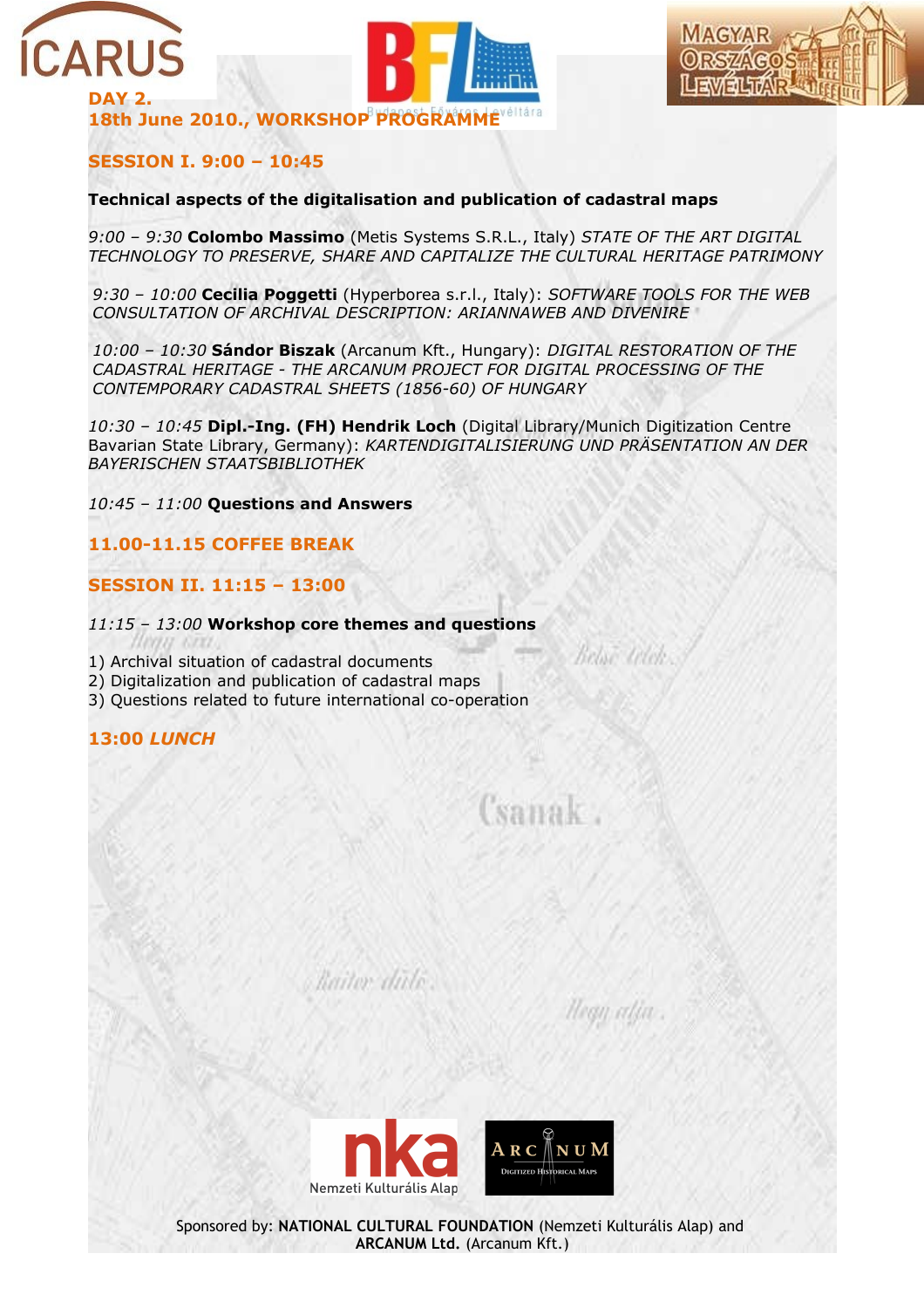**DAY 2.**

**18th June 2010., WORKSHOP PROGRAMME**

## SESSION I. 9:00 – 10:45

**Technical aspects of the digitalisation and publication of cadastral maps**

*9:00 – 9:30* **Colombo Massimo** (Metis Systems S.R.L., Italy) *STATE OF THE ART DIGITAL TECHNOLOGY TO PRESERVE, SHARE AND CAPITALIZE THE CULTURAL HERITAGE PATRIMONY*

*9:30 – 10:00* **Cecilia Poggetti** (Hyperborea s.r.l., Italy): *SOFTWARE TOOLS FOR THE WEB CONSULTATION OF ARCHIVAL DESCRIPTION: ARIANNAWEB AND DIVENIRE*

*10:00 – 10:30* **Sándor Biszak** (Arcanum Kft., Hungary): *DIGITAL RESTORATION OF THE CADASTRAL HERITAGE - THE ARCANUM PROJECT FOR DIGITAL PROCESSING OF THE CONTEMPORARY CADASTRAL SHEETS (1856-60) OF HUNGARY*

*10:30 – 10:45* **Dipl.-Ing. (FH) Hendrik Loch** (Digital Library/Munich Digitization Centre Bavarian State Library, Germany): *KARTENDIGITALISIERUNG UND PRÄSENTATION AN DER BAYERISCHEN STAATSBIBLIOTHEK*

*10:45 – 11:00* **Questions and Answers**

## 11.00-11.15 COFFEE BREAK

## SESSION II. 11:15 – 13:00

*11:15 – 13:00* **Workshop core themes and questions**

1) Archival situation of cadastral documents
2) Digitalization and publication of cadastral maps
3) Questions related to future international co-operation

## 13:00 *LUNCH*

Sponsored by: **NATIONAL CULTURAL FOUNDATION** (Nemzeti Kulturális Alap) and **ARCANUM Ltd.** (Arcanum Kft.)